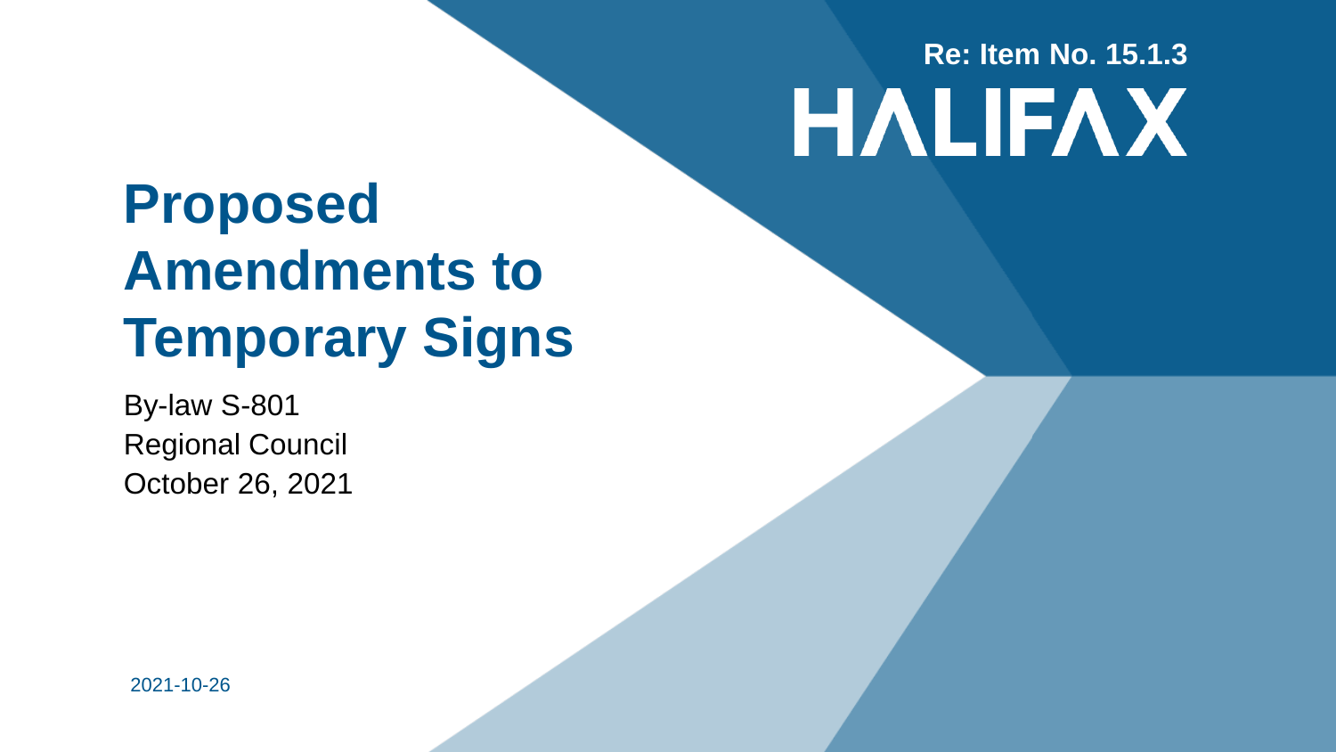Re: Item No. 15.1.3

HALIFAX

# Proposed Amendments to Temporary Signs

By-law S-801
Regional Council
October 26, 2021

2021-10-26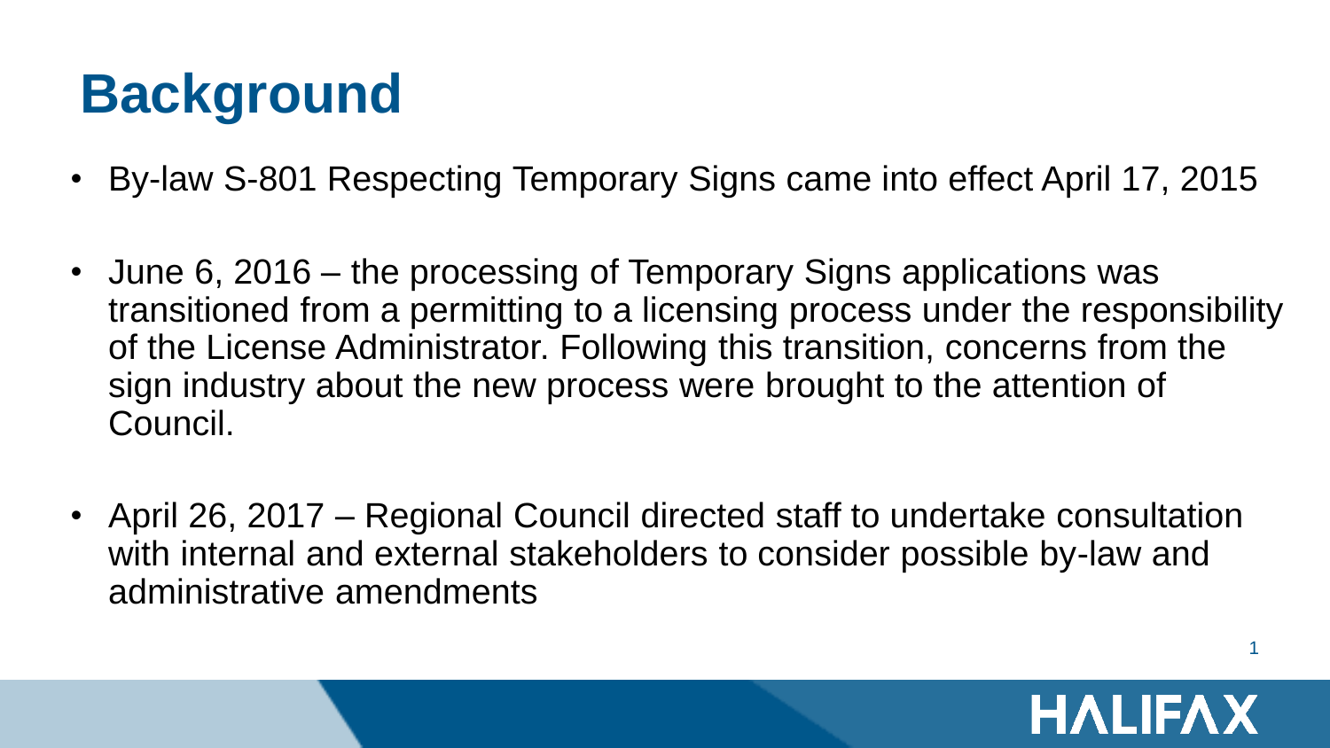# Background

- By-law S-801 Respecting Temporary Signs came into effect April 17, 2015
- June 6, 2016 – the processing of Temporary Signs applications was transitioned from a permitting to a licensing process under the responsibility of the License Administrator. Following this transition, concerns from the sign industry about the new process were brought to the attention of Council.
- April 26, 2017 – Regional Council directed staff to undertake consultation with internal and external stakeholders to consider possible by-law and administrative amendments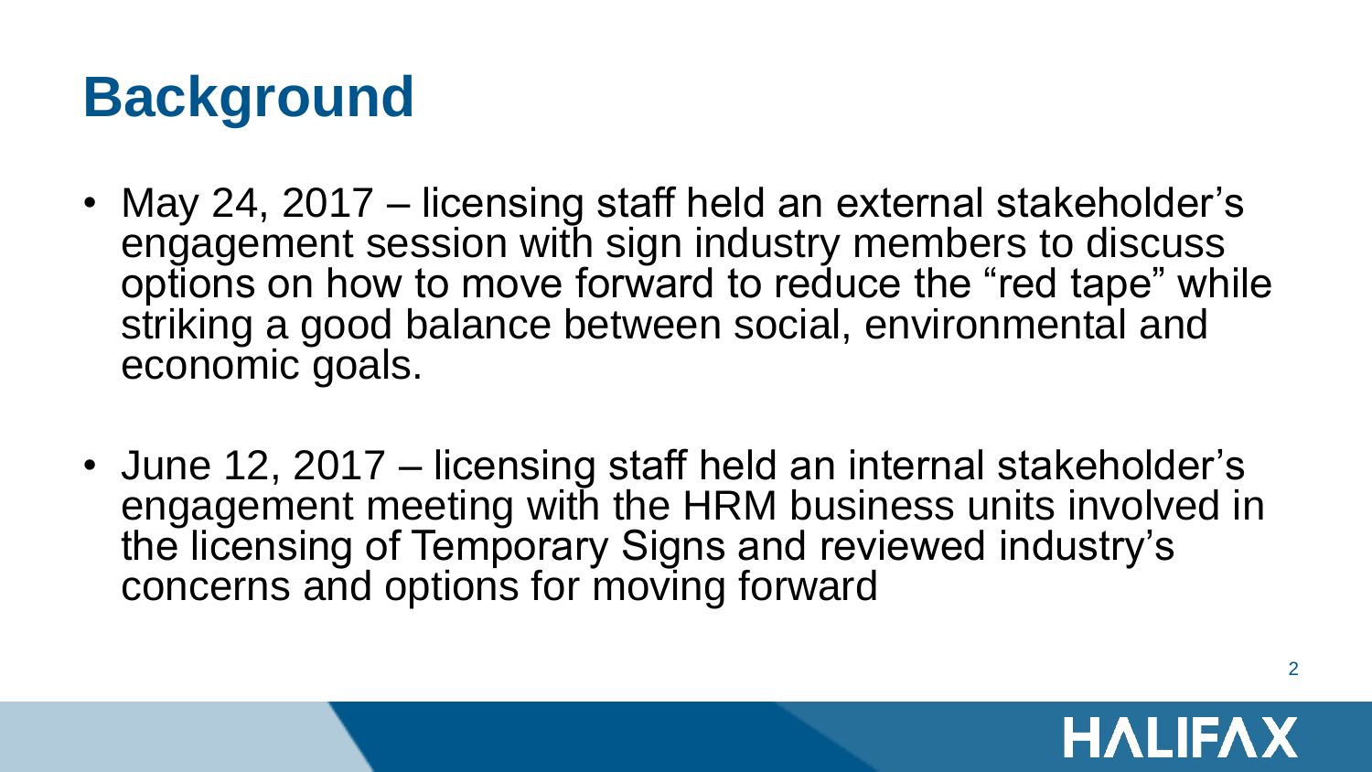# Background

- May 24, 2017 – licensing staff held an external stakeholder's engagement session with sign industry members to discuss options on how to move forward to reduce the "red tape" while striking a good balance between social, environmental and economic goals.
- June 12, 2017 – licensing staff held an internal stakeholder's engagement meeting with the HRM business units involved in the licensing of Temporary Signs and reviewed industry's concerns and options for moving forward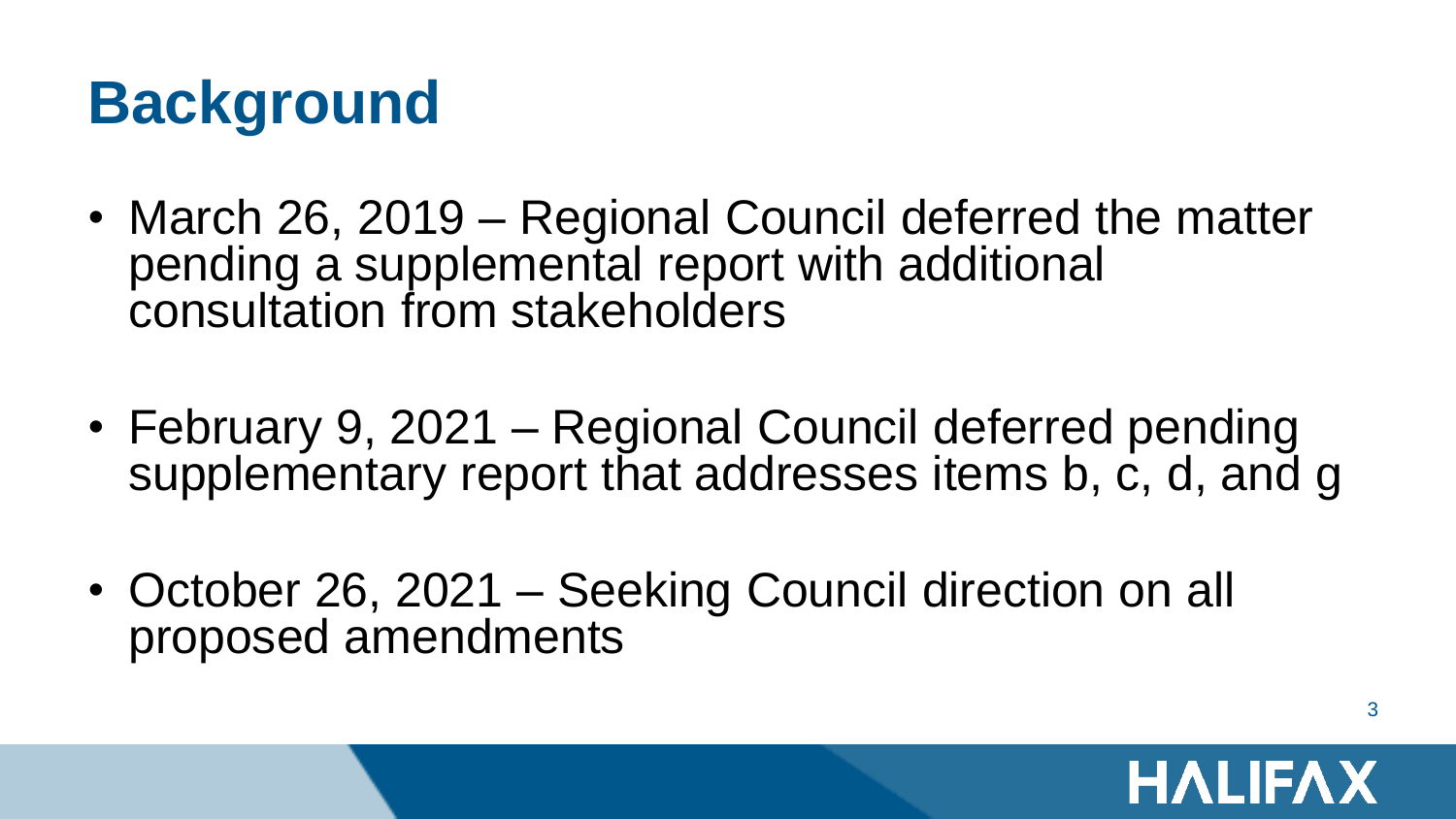# Background

- March 26, 2019 – Regional Council deferred the matter pending a supplemental report with additional consultation from stakeholders
- February 9, 2021 – Regional Council deferred pending supplementary report that addresses items b, c, d, and g
- October 26, 2021 – Seeking Council direction on all proposed amendments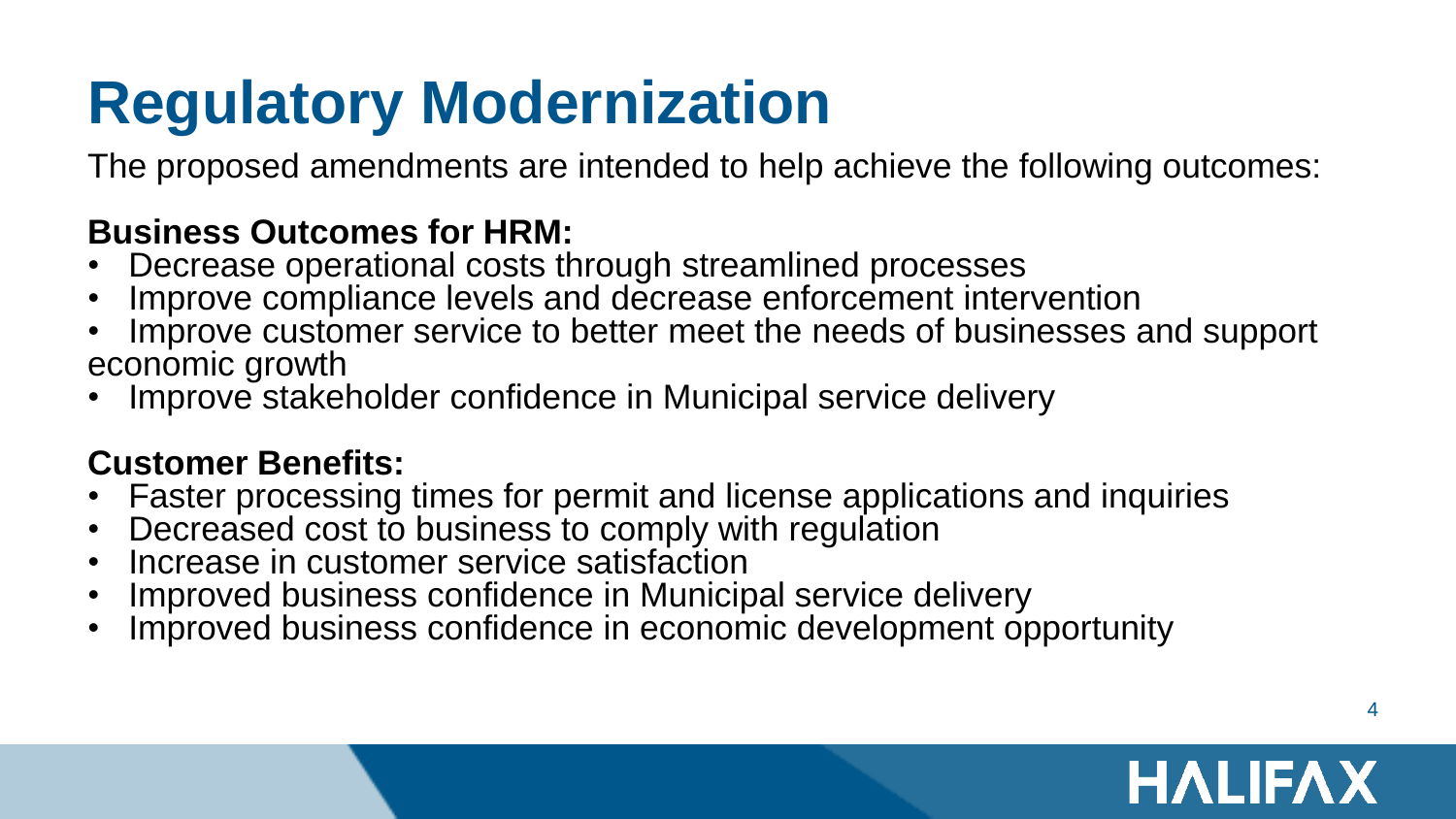# Regulatory Modernization

The proposed amendments are intended to help achieve the following outcomes:

**Business Outcomes for HRM:**

- Decrease operational costs through streamlined processes
- Improve compliance levels and decrease enforcement intervention
- Improve customer service to better meet the needs of businesses and support economic growth
- Improve stakeholder confidence in Municipal service delivery

**Customer Benefits:**

- Faster processing times for permit and license applications and inquiries
- Decreased cost to business to comply with regulation
- Increase in customer service satisfaction
- Improved business confidence in Municipal service delivery
- Improved business confidence in economic development opportunity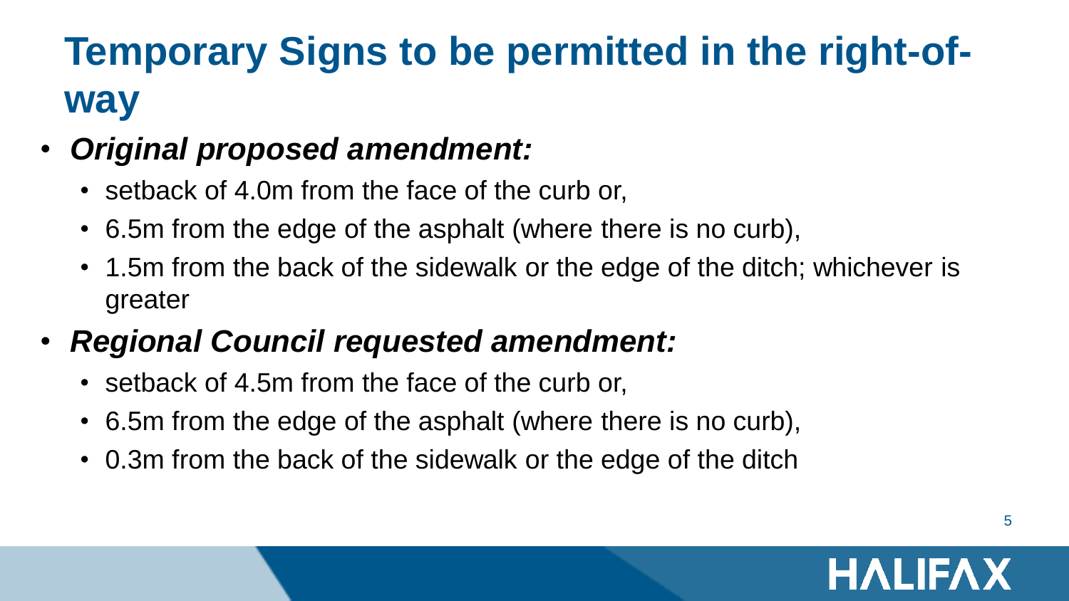# Temporary Signs to be permitted in the right-of-way

- ***Original proposed amendment:***
  - setback of 4.0m from the face of the curb or,
  - 6.5m from the edge of the asphalt (where there is no curb),
  - 1.5m from the back of the sidewalk or the edge of the ditch; whichever is greater
- ***Regional Council requested amendment:***
  - setback of 4.5m from the face of the curb or,
  - 6.5m from the edge of the asphalt (where there is no curb),
  - 0.3m from the back of the sidewalk or the edge of the ditch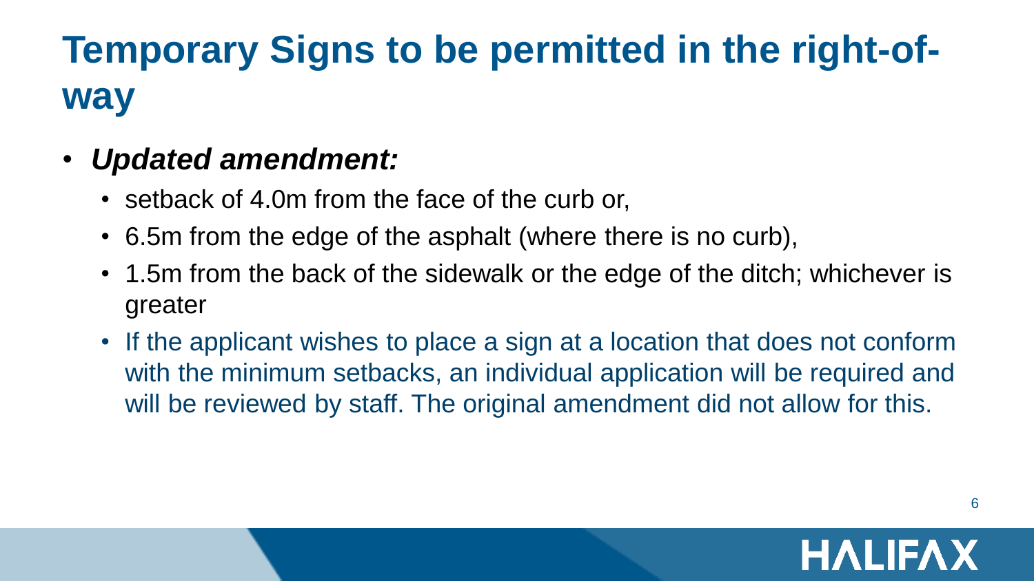# Temporary Signs to be permitted in the right-of-way

- ***Updated amendment:***
  - setback of 4.0m from the face of the curb or,
  - 6.5m from the edge of the asphalt (where there is no curb),
  - 1.5m from the back of the sidewalk or the edge of the ditch; whichever is greater
  - If the applicant wishes to place a sign at a location that does not conform with the minimum setbacks, an individual application will be required and will be reviewed by staff. The original amendment did not allow for this.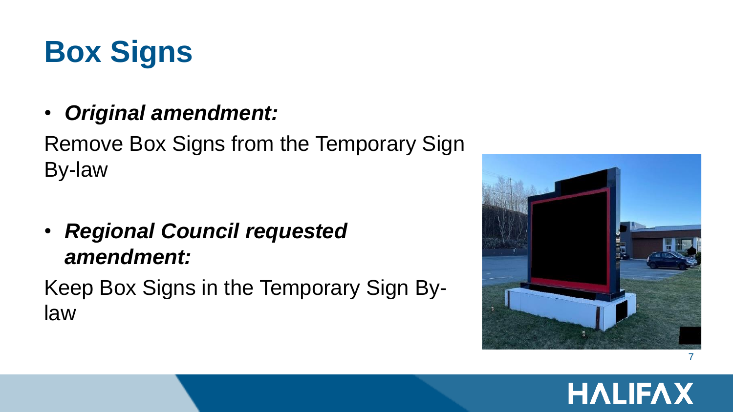# Box Signs

- ***Original amendment:***

Remove Box Signs from the Temporary Sign By-law

- ***Regional Council requested amendment:***

Keep Box Signs in the Temporary Sign By-law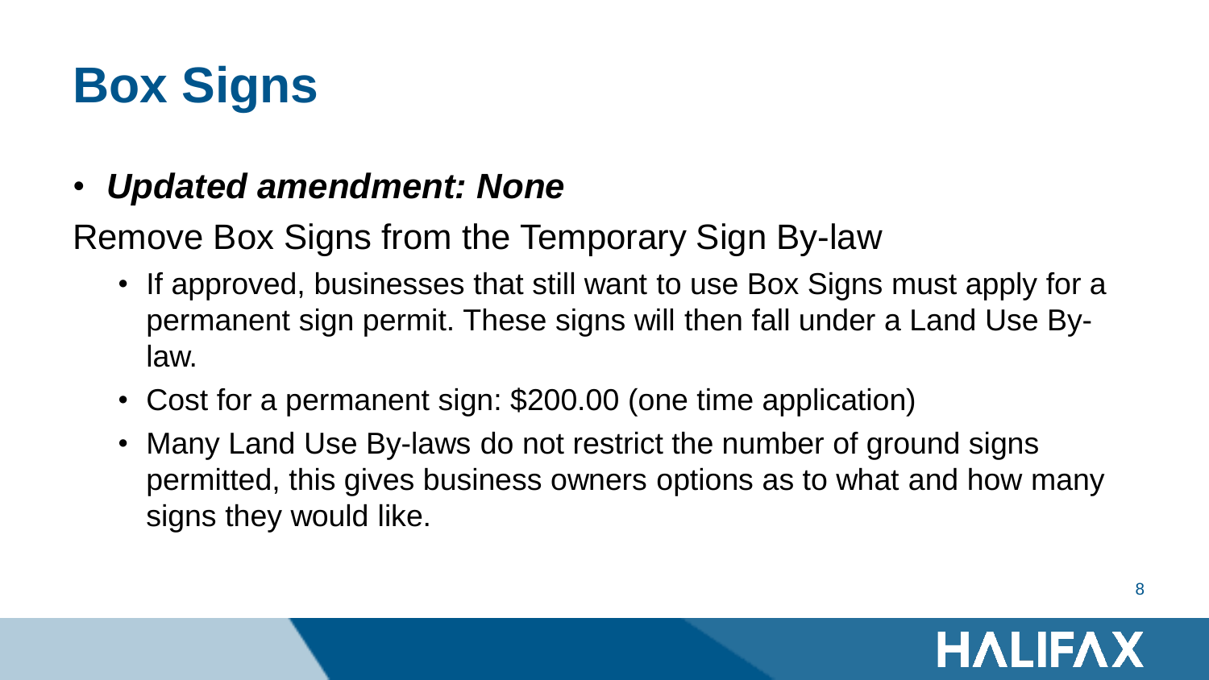# Box Signs

- ***Updated amendment: None***

Remove Box Signs from the Temporary Sign By-law

- If approved, businesses that still want to use Box Signs must apply for a permanent sign permit. These signs will then fall under a Land Use By-law.
- Cost for a permanent sign: $200.00 (one time application)
- Many Land Use By-laws do not restrict the number of ground signs permitted, this gives business owners options as to what and how many signs they would like.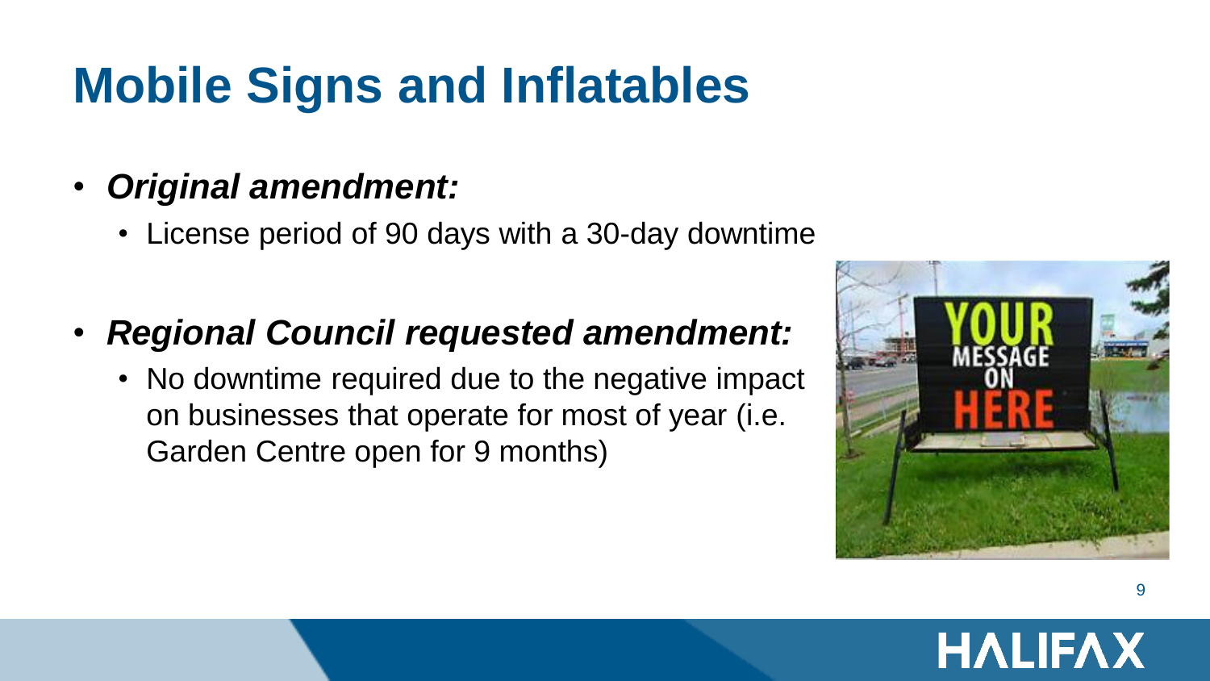# Mobile Signs and Inflatables

- ***Original amendment:***
  - License period of 90 days with a 30-day downtime

- ***Regional Council requested amendment:***
  - No downtime required due to the negative impact on businesses that operate for most of year (i.e. Garden Centre open for 9 months)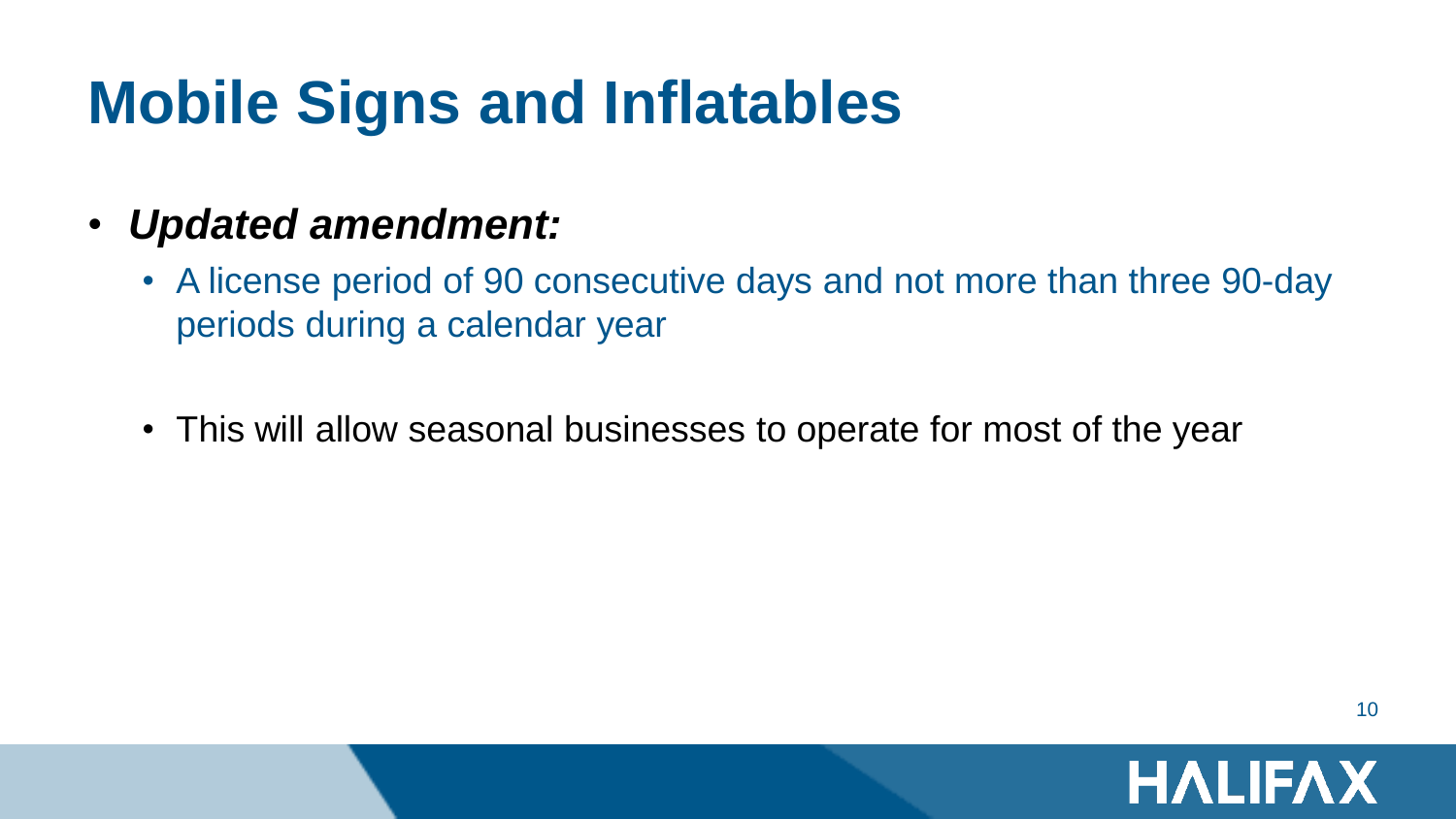# Mobile Signs and Inflatables

- ***Updated amendment:***
  - A license period of 90 consecutive days and not more than three 90-day periods during a calendar year
  - This will allow seasonal businesses to operate for most of the year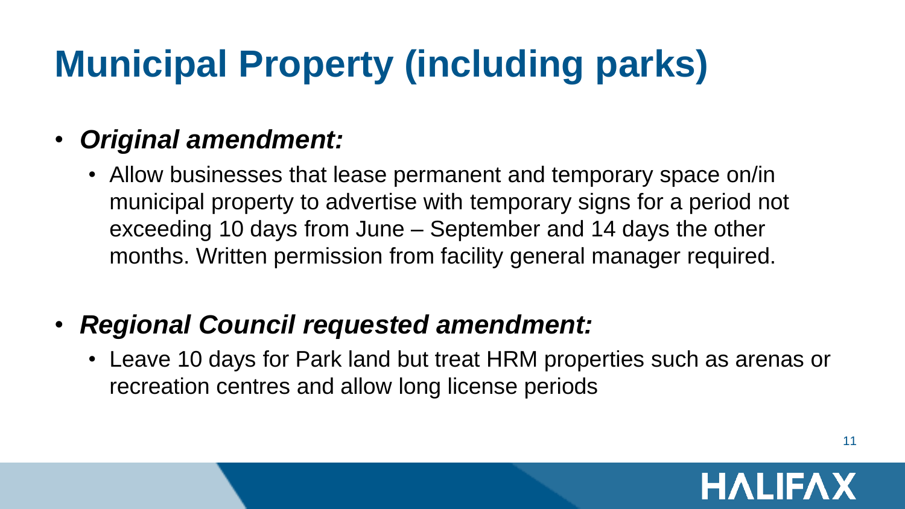# Municipal Property (including parks)

- ***Original amendment:***
  - Allow businesses that lease permanent and temporary space on/in municipal property to advertise with temporary signs for a period not exceeding 10 days from June – September and 14 days the other months. Written permission from facility general manager required.

- ***Regional Council requested amendment:***
  - Leave 10 days for Park land but treat HRM properties such as arenas or recreation centres and allow long license periods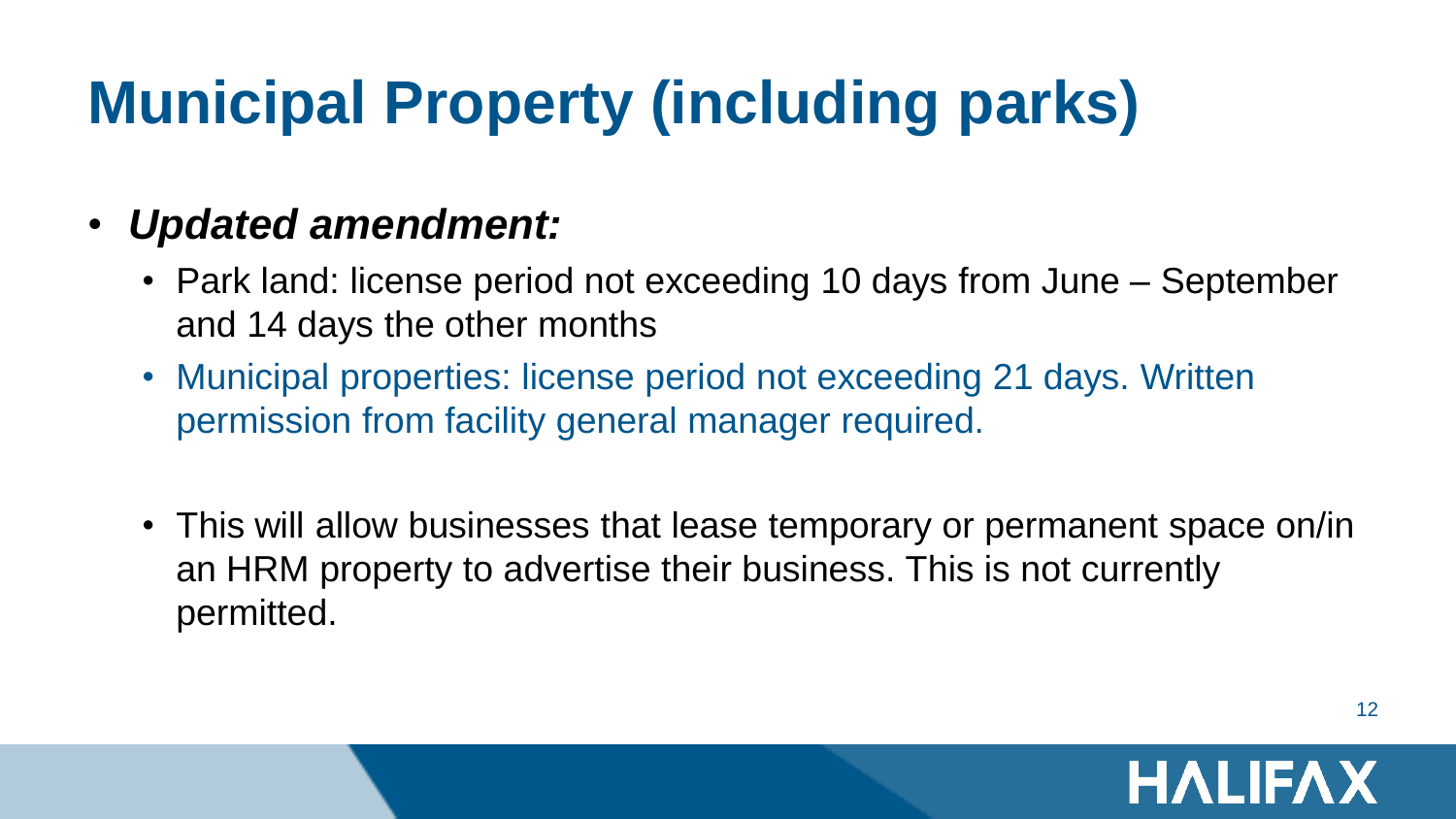# Municipal Property (including parks)

- ***Updated amendment:***
  - Park land: license period not exceeding 10 days from June – September and 14 days the other months
  - Municipal properties: license period not exceeding 21 days. Written permission from facility general manager required.
  - This will allow businesses that lease temporary or permanent space on/in an HRM property to advertise their business. This is not currently permitted.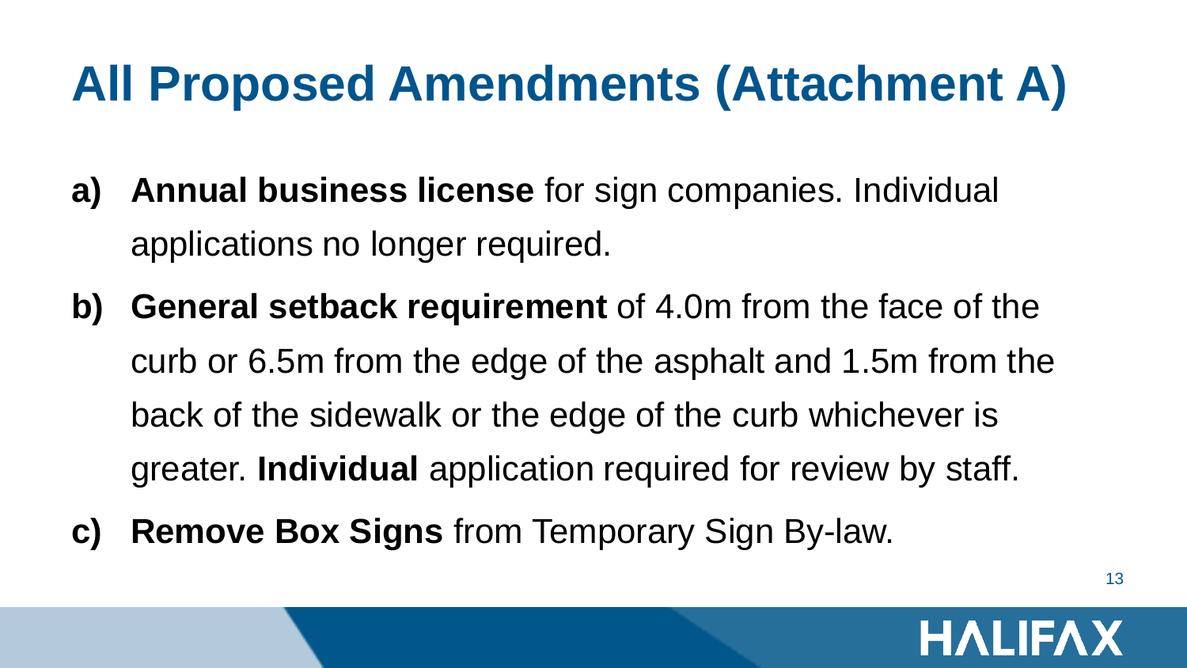# All Proposed Amendments (Attachment A)

- **a) Annual business license** for sign companies. Individual applications no longer required.
- **b) General setback requirement** of 4.0m from the face of the curb or 6.5m from the edge of the asphalt and 1.5m from the back of the sidewalk or the edge of the curb whichever is greater. **Individual** application required for review by staff.
- **c) Remove Box Signs** from Temporary Sign By-law.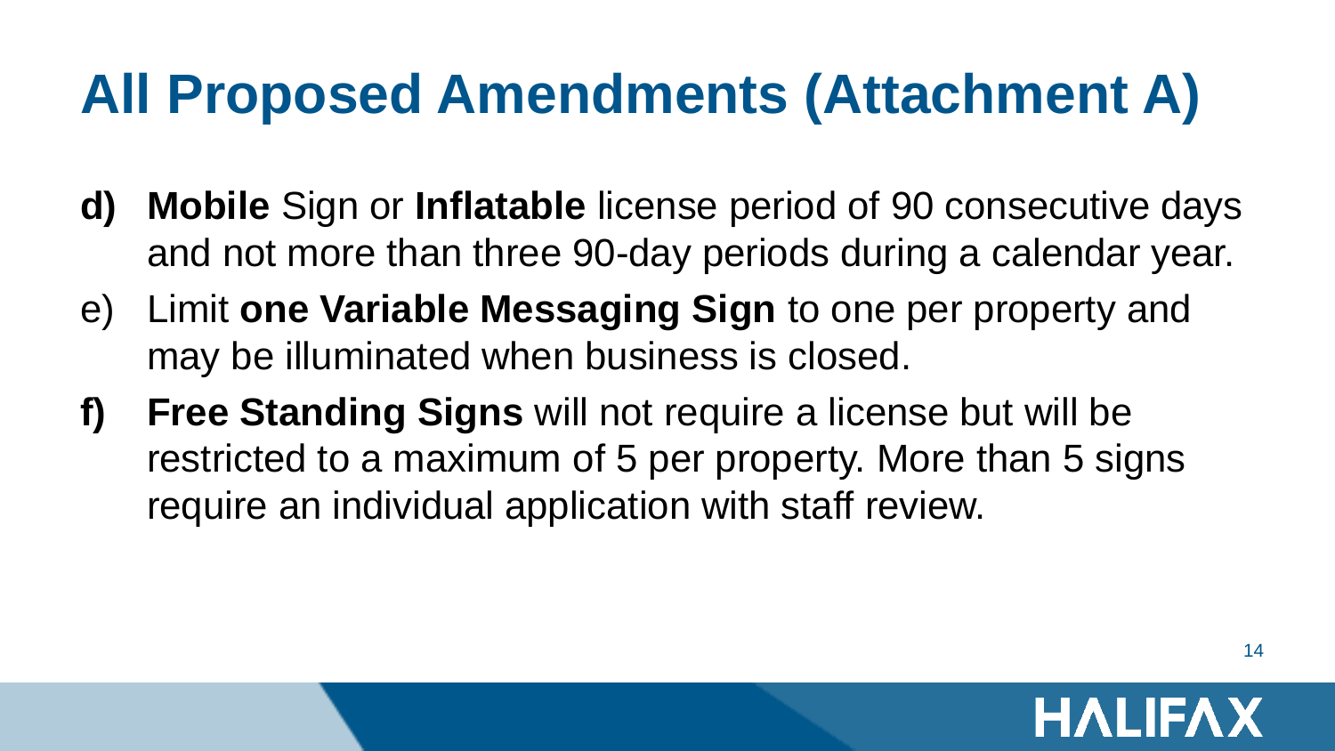# All Proposed Amendments (Attachment A)

- **d) Mobile** Sign or **Inflatable** license period of 90 consecutive days and not more than three 90-day periods during a calendar year.
- e) Limit **one Variable Messaging Sign** to one per property and may be illuminated when business is closed.
- **f) Free Standing Signs** will not require a license but will be restricted to a maximum of 5 per property. More than 5 signs require an individual application with staff review.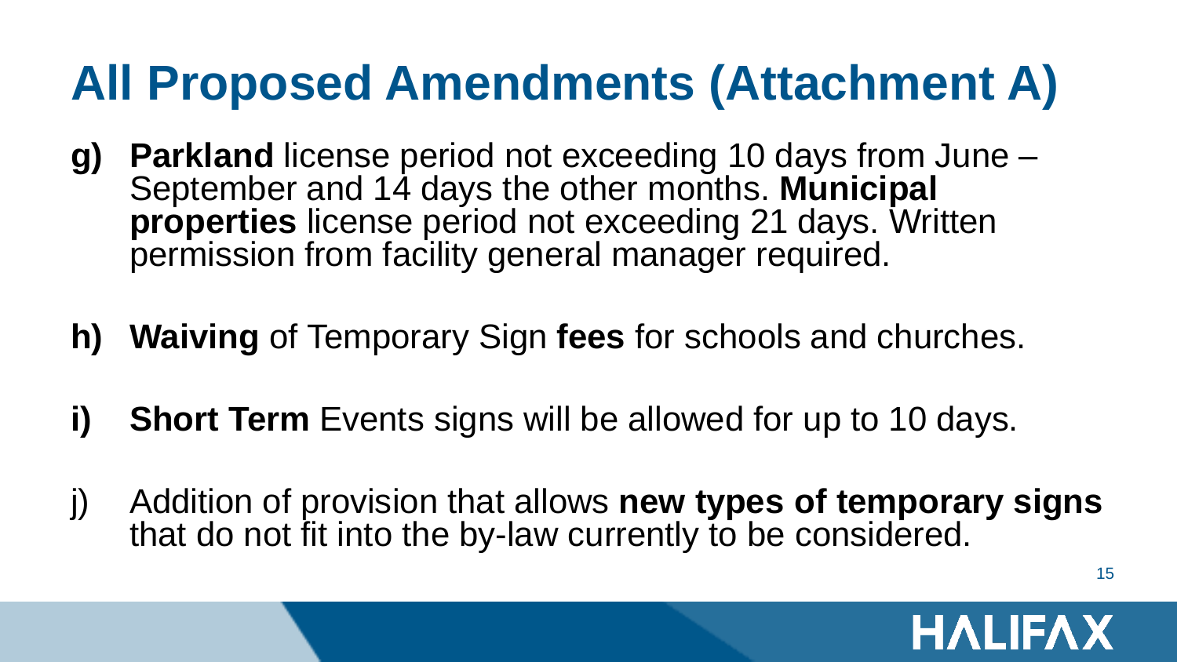# All Proposed Amendments (Attachment A)

**g)** **Parkland** license period not exceeding 10 days from June – September and 14 days the other months. **Municipal properties** license period not exceeding 21 days. Written permission from facility general manager required.

**h)** **Waiving** of Temporary Sign **fees** for schools and churches.

**i)** **Short Term** Events signs will be allowed for up to 10 days.

j) Addition of provision that allows **new types of temporary signs** that do not fit into the by-law currently to be considered.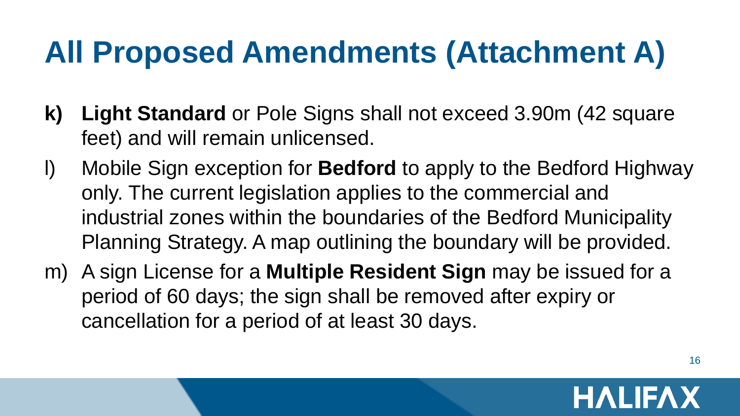# All Proposed Amendments (Attachment A)

- **k) Light Standard** or Pole Signs shall not exceed 3.90m (42 square feet) and will remain unlicensed.
- l) Mobile Sign exception for **Bedford** to apply to the Bedford Highway only. The current legislation applies to the commercial and industrial zones within the boundaries of the Bedford Municipality Planning Strategy. A map outlining the boundary will be provided.
- m) A sign License for a **Multiple Resident Sign** may be issued for a period of 60 days; the sign shall be removed after expiry or cancellation for a period of at least 30 days.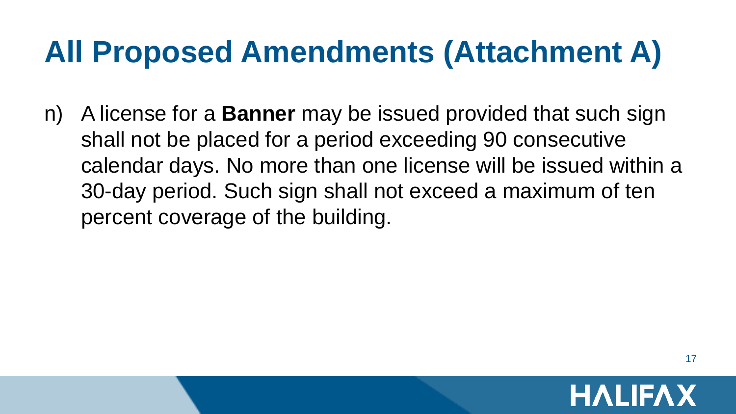# All Proposed Amendments (Attachment A)

n) A license for a **Banner** may be issued provided that such sign shall not be placed for a period exceeding 90 consecutive calendar days. No more than one license will be issued within a 30-day period. Such sign shall not exceed a maximum of ten percent coverage of the building.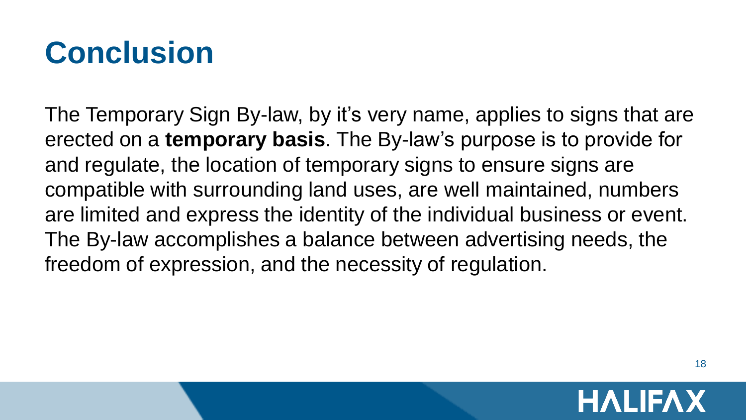# Conclusion

The Temporary Sign By-law, by it's very name, applies to signs that are erected on a **temporary basis**. The By-law's purpose is to provide for and regulate, the location of temporary signs to ensure signs are compatible with surrounding land uses, are well maintained, numbers are limited and express the identity of the individual business or event. The By-law accomplishes a balance between advertising needs, the freedom of expression, and the necessity of regulation.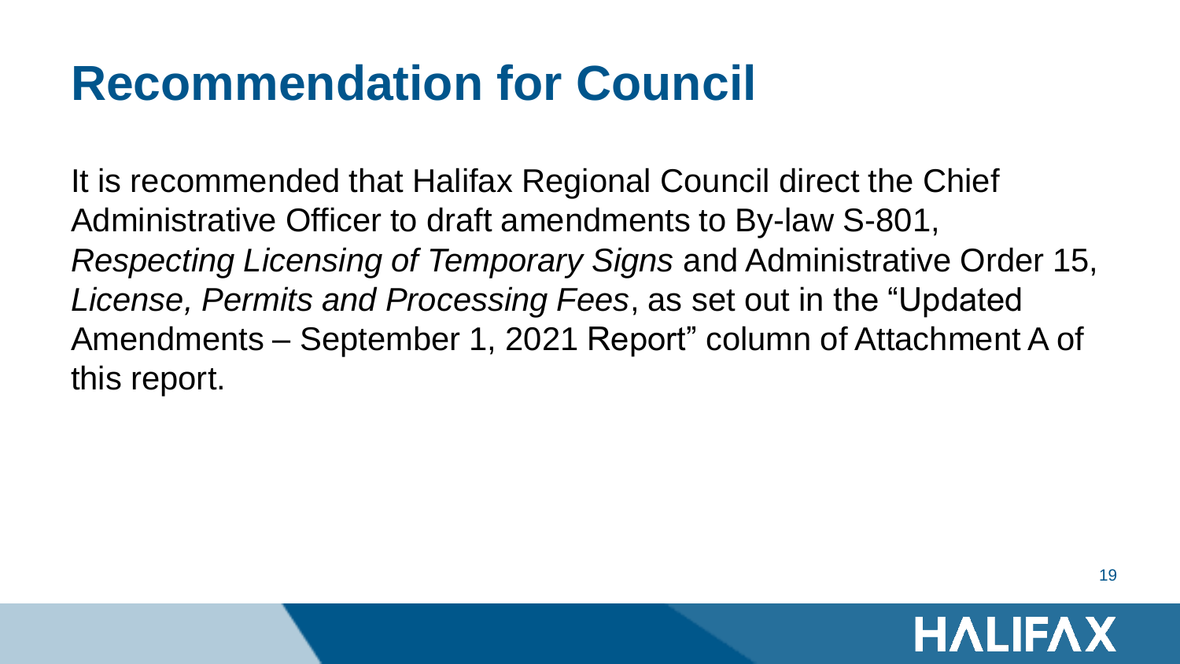# Recommendation for Council

It is recommended that Halifax Regional Council direct the Chief Administrative Officer to draft amendments to By-law S-801, *Respecting Licensing of Temporary Signs* and Administrative Order 15, *License, Permits and Processing Fees*, as set out in the "Updated Amendments – September 1, 2021 Report" column of Attachment A of this report.